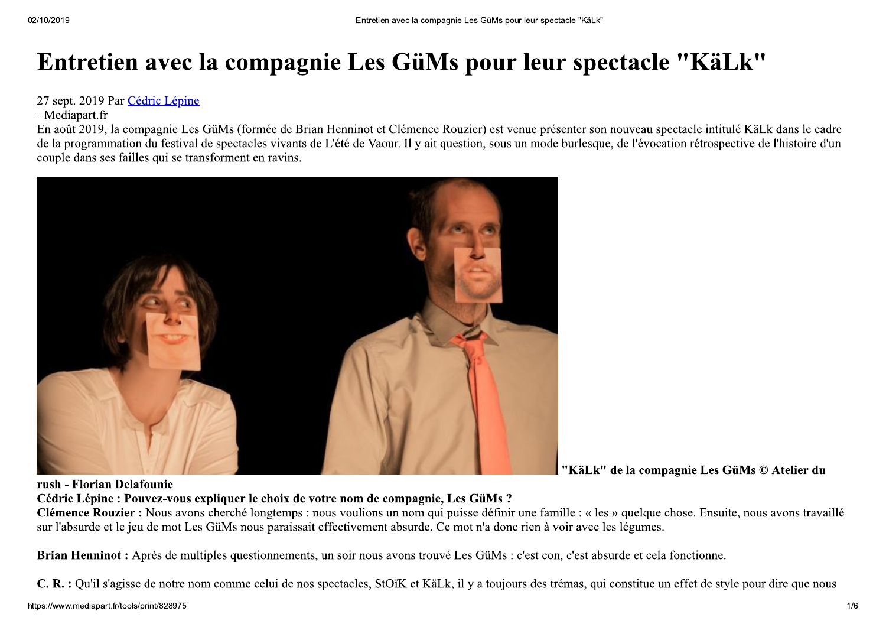# Entretien avec la compagnie Les GüMs pour leur spectacle "KäLk"

27 sept. 2019 Par Cédric Lépine

- Mediapart.fr

En août 2019, la compagnie Les GüMs (formée de Brian Henninot et Clémence Rouzier) est venue présenter son nouveau spectacle intitulé KäLk dans le cadre de la programmation du festival de spectacles vivants de L'été de Vaour. Il y ait question, sous un mode burlesque, de l'évocation rétrospective de l'histoire d'un couple dans ses failles qui se transforment en ravins.

**"KäLk" de la compagnie Les GüMs © Atelier du rush - Florian Delafounie**

**Cédric Lépine : Pouvez-vous expliquer le choix de votre nom de compagnie, Les GüMs ?**

**Clémence Rouzier :** Nous avons cherché longtemps : nous voulions un nom qui puisse définir une famille : « les » quelque chose. Ensuite, nous avons travaillé sur l'absurde et le jeu de mot Les GüMs nous paraissait effectivement absurde. Ce mot n'a donc rien à voir avec les légumes.

**Brian Henninot :** Après de multiples questionnements, un soir nous avons trouvé Les GüMs : c'est con, c'est absurde et cela fonctionne.

**C. R. :** Qu'il s'agisse de notre nom comme celui de nos spectacles, StOïK et KäLk, il y a toujours des trémas, qui constitue un effet de style pour dire que nous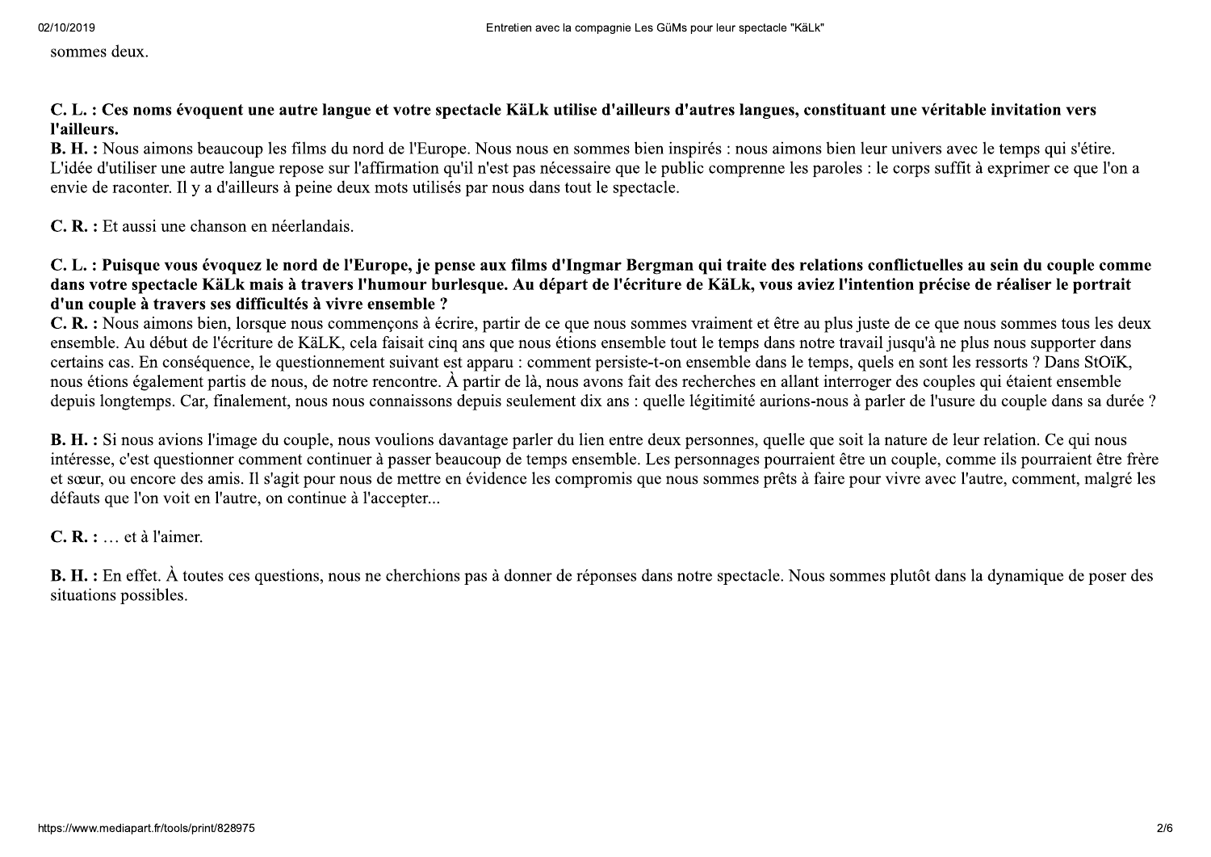sommes deux.

**C. L. : Ces noms évoquent une autre langue et votre spectacle KäLk utilise d'ailleurs d'autres langues, constituant une véritable invitation vers l'ailleurs.**

**B. H. :** Nous aimons beaucoup les films du nord de l'Europe. Nous nous en sommes bien inspirés : nous aimons bien leur univers avec le temps qui s'étire. L'idée d'utiliser une autre langue repose sur l'affirmation qu'il n'est pas nécessaire que le public comprenne les paroles : le corps suffit à exprimer ce que l'on a envie de raconter. Il y a d'ailleurs à peine deux mots utilisés par nous dans tout le spectacle.

**C. R. :** Et aussi une chanson en néerlandais.

**C. L. : Puisque vous évoquez le nord de l'Europe, je pense aux films d'Ingmar Bergman qui traite des relations conflictuelles au sein du couple comme dans votre spectacle KäLk mais à travers l'humour burlesque. Au départ de l'écriture de KäLk, vous aviez l'intention précise de réaliser le portrait d'un couple à travers ses difficultés à vivre ensemble ?**

**C. R. :** Nous aimons bien, lorsque nous commençons à écrire, partir de ce que nous sommes vraiment et être au plus juste de ce que nous sommes tous les deux ensemble. Au début de l'écriture de KäLK, cela faisait cinq ans que nous étions ensemble tout le temps dans notre travail jusqu'à ne plus nous supporter dans certains cas. En conséquence, le questionnement suivant est apparu : comment persiste-t-on ensemble dans le temps, quels en sont les ressorts ? Dans StOïK, nous étions également partis de nous, de notre rencontre. À partir de là, nous avons fait des recherches en allant interroger des couples qui étaient ensemble depuis longtemps. Car, finalement, nous nous connaissons depuis seulement dix ans : quelle légitimité aurions-nous à parler de l'usure du couple dans sa durée ?

**B. H. :** Si nous avions l'image du couple, nous voulions davantage parler du lien entre deux personnes, quelle que soit la nature de leur relation. Ce qui nous intéresse, c'est questionner comment continuer à passer beaucoup de temps ensemble. Les personnages pourraient être un couple, comme ils pourraient être frère et sœur, ou encore des amis. Il s'agit pour nous de mettre en évidence les compromis que nous sommes prêts à faire pour vivre avec l'autre, comment, malgré les défauts que l'on voit en l'autre, on continue à l'accepter...

**C. R. :** … et à l'aimer.

**B. H. :** En effet. À toutes ces questions, nous ne cherchions pas à donner de réponses dans notre spectacle. Nous sommes plutôt dans la dynamique de poser des situations possibles.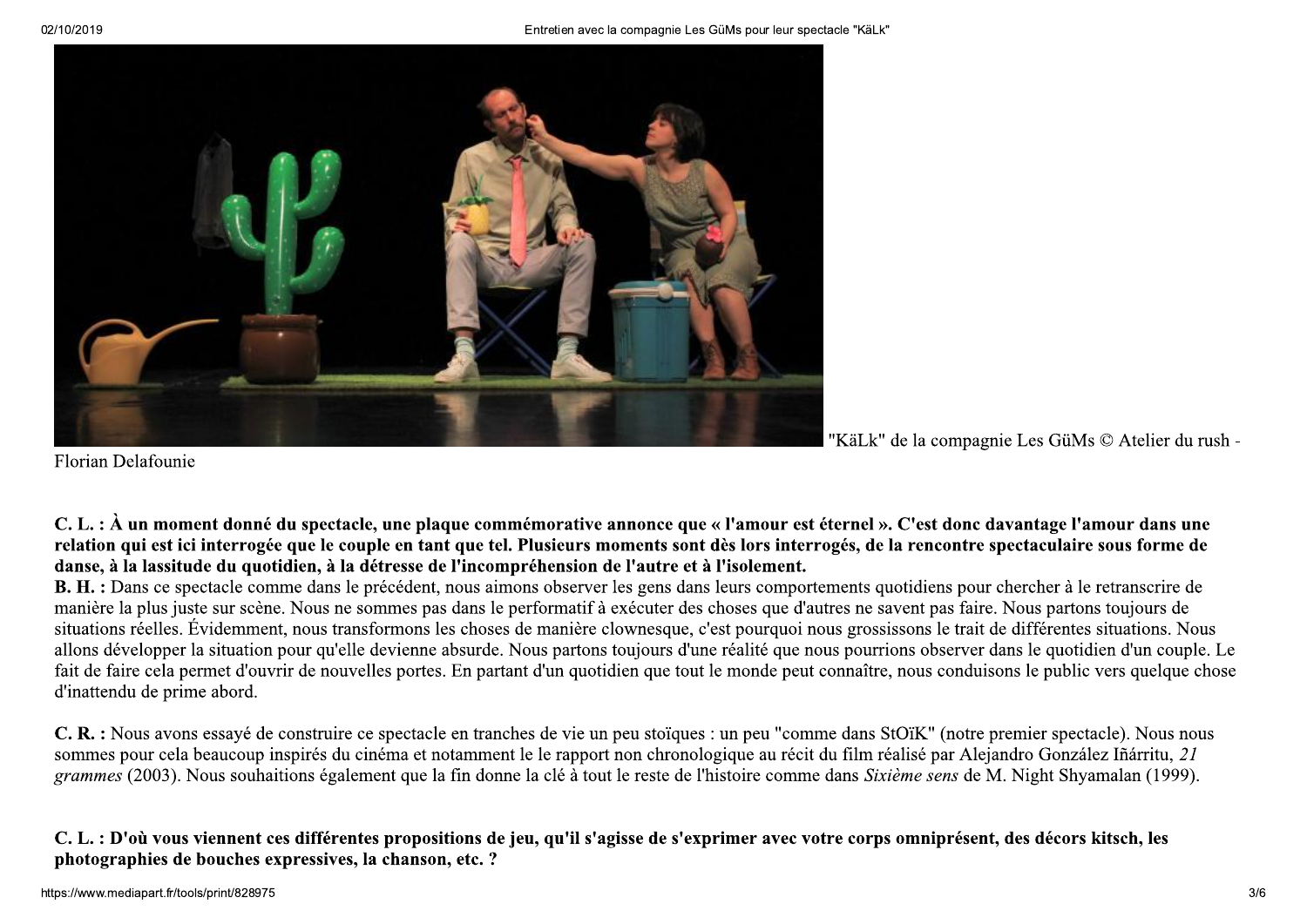"KäLk" de la compagnie Les GüMs © Atelier du rush - Florian Delafounie

**C. L. : À un moment donné du spectacle, une plaque commémorative annonce que « l'amour est éternel ». C'est donc davantage l'amour dans une relation qui est ici interrogée que le couple en tant que tel. Plusieurs moments sont dès lors interrogés, de la rencontre spectaculaire sous forme de danse, à la lassitude du quotidien, à la détresse de l'incompréhension de l'autre et à l'isolement.**

**B. H. :** Dans ce spectacle comme dans le précédent, nous aimons observer les gens dans leurs comportements quotidiens pour chercher à le retranscrire de manière la plus juste sur scène. Nous ne sommes pas dans le performatif à exécuter des choses que d'autres ne savent pas faire. Nous partons toujours de situations réelles. Évidemment, nous transformons les choses de manière clownesque, c'est pourquoi nous grossissons le trait de différentes situations. Nous allons développer la situation pour qu'elle devienne absurde. Nous partons toujours d'une réalité que nous pourrions observer dans le quotidien d'un couple. Le fait de faire cela permet d'ouvrir de nouvelles portes. En partant d'un quotidien que tout le monde peut connaître, nous conduisons le public vers quelque chose d'inattendu de prime abord.

**C. R. :** Nous avons essayé de construire ce spectacle en tranches de vie un peu stoïques : un peu "comme dans StOïK" (notre premier spectacle). Nous nous sommes pour cela beaucoup inspirés du cinéma et notamment le le rapport non chronologique au récit du film réalisé par Alejandro González Iñárritu, *21 grammes* (2003). Nous souhaitions également que la fin donne la clé à tout le reste de l'histoire comme dans *Sixième sens* de M. Night Shyamalan (1999).

**C. L. : D'où vous viennent ces différentes propositions de jeu, qu'il s'agisse de s'exprimer avec votre corps omniprésent, des décors kitsch, les photographies de bouches expressives, la chanson, etc. ?**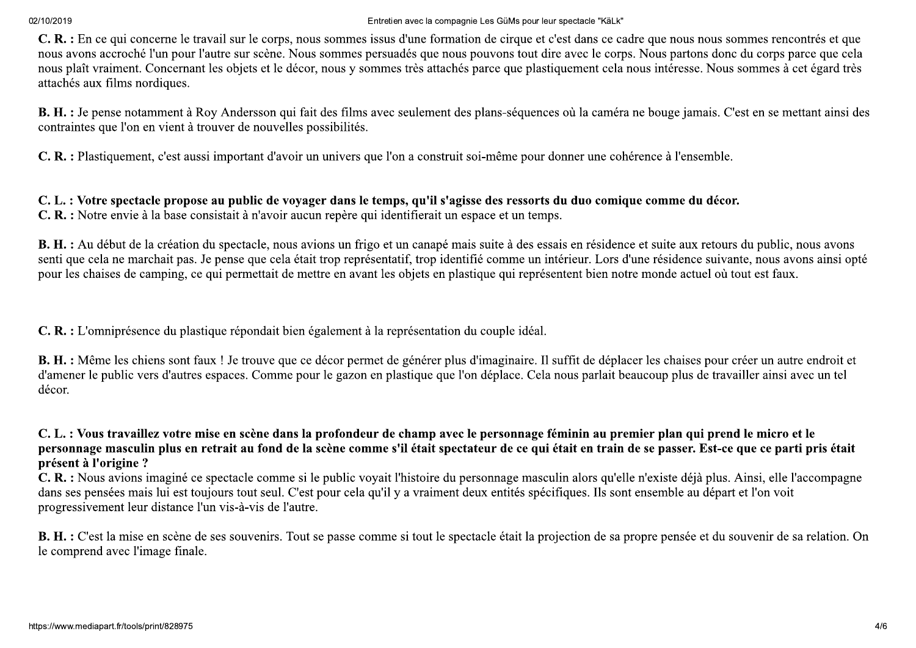**C. R. :** En ce qui concerne le travail sur le corps, nous sommes issus d'une formation de cirque et c'est dans ce cadre que nous nous sommes rencontrés et que nous avons accroché l'un pour l'autre sur scène. Nous sommes persuadés que nous pouvons tout dire avec le corps. Nous partons donc du corps parce que cela nous plaît vraiment. Concernant les objets et le décor, nous y sommes très attachés parce que plastiquement cela nous intéresse. Nous sommes à cet égard très attachés aux films nordiques.

**B. H. :** Je pense notamment à Roy Andersson qui fait des films avec seulement des plans-séquences où la caméra ne bouge jamais. C'est en se mettant ainsi des contraintes que l'on en vient à trouver de nouvelles possibilités.

**C. R. :** Plastiquement, c'est aussi important d'avoir un univers que l'on a construit soi-même pour donner une cohérence à l'ensemble.

**C. L. : Votre spectacle propose au public de voyager dans le temps, qu'il s'agisse des ressorts du duo comique comme du décor.**
**C. R. :** Notre envie à la base consistait à n'avoir aucun repère qui identifierait un espace et un temps.

**B. H. :** Au début de la création du spectacle, nous avions un frigo et un canapé mais suite à des essais en résidence et suite aux retours du public, nous avons senti que cela ne marchait pas. Je pense que cela était trop représentatif, trop identifié comme un intérieur. Lors d'une résidence suivante, nous avons ainsi opté pour les chaises de camping, ce qui permettait de mettre en avant les objets en plastique qui représentent bien notre monde actuel où tout est faux.

**C. R. :** L'omniprésence du plastique répondait bien également à la représentation du couple idéal.

**B. H. :** Même les chiens sont faux ! Je trouve que ce décor permet de générer plus d'imaginaire. Il suffit de déplacer les chaises pour créer un autre endroit et d'amener le public vers d'autres espaces. Comme pour le gazon en plastique que l'on déplace. Cela nous parlait beaucoup plus de travailler ainsi avec un tel décor.

**C. L. : Vous travaillez votre mise en scène dans la profondeur de champ avec le personnage féminin au premier plan qui prend le micro et le personnage masculin plus en retrait au fond de la scène comme s'il était spectateur de ce qui était en train de se passer. Est-ce que ce parti pris était présent à l'origine ?**
**C. R. :** Nous avions imaginé ce spectacle comme si le public voyait l'histoire du personnage masculin alors qu'elle n'existe déjà plus. Ainsi, elle l'accompagne dans ses pensées mais lui est toujours tout seul. C'est pour cela qu'il y a vraiment deux entités spécifiques. Ils sont ensemble au départ et l'on voit progressivement leur distance l'un vis-à-vis de l'autre.

**B. H. :** C'est la mise en scène de ses souvenirs. Tout se passe comme si tout le spectacle était la projection de sa propre pensée et du souvenir de sa relation. On le comprend avec l'image finale.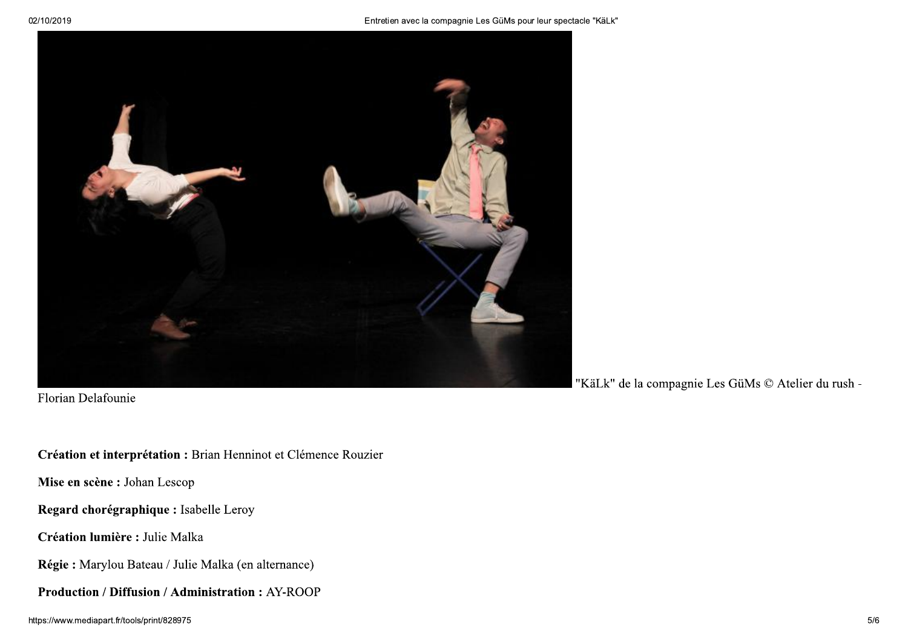"KäLk" de la compagnie Les GüMs © Atelier du rush - Florian Delafounie

**Création et interprétation :** Brian Henninot et Clémence Rouzier

**Mise en scène :** Johan Lescop

**Regard chorégraphique :** Isabelle Leroy

**Création lumière :** Julie Malka

**Régie :** Marylou Bateau / Julie Malka (en alternance)

**Production / Diffusion / Administration :** AY-ROOP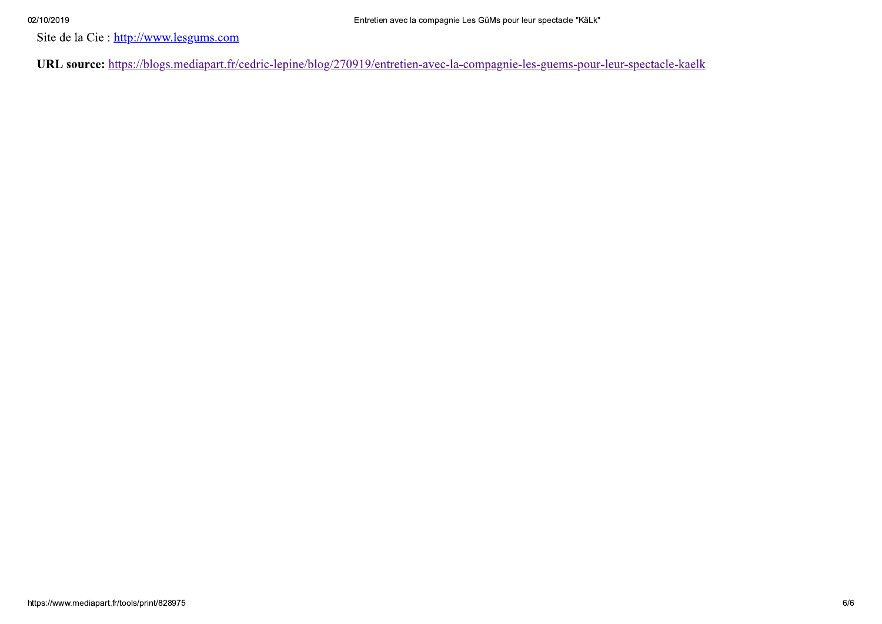Site de la Cie : [http://www.lesgums.com](http://www.lesgums.com)

**URL source:** [https://blogs.mediapart.fr/cedric-lepine/blog/270919/entretien-avec-la-compagnie-les-guems-pour-leur-spectacle-kaelk](https://blogs.mediapart.fr/cedric-lepine/blog/270919/entretien-avec-la-compagnie-les-guems-pour-leur-spectacle-kaelk)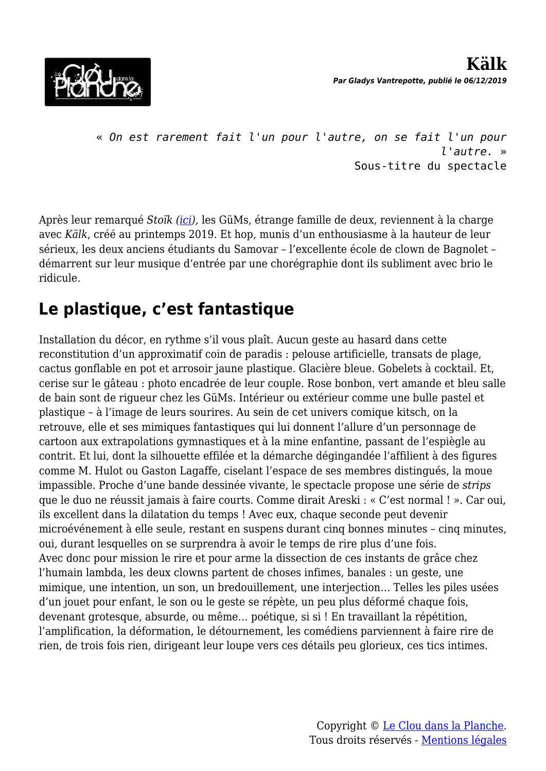# Kälk

***Par Gladys Vantrepotte, publié le 06/12/2019***

> *« On est rarement fait l'un pour l'autre, on se fait l'un pour l'autre. »*
> Sous-titre du spectacle

Après leur remarqué *Stoïk* (*ici*), les GüMs, étrange famille de deux, reviennent à la charge avec *Kälk*, créé au printemps 2019. Et hop, munis d'un enthousiasme à la hauteur de leur sérieux, les deux anciens étudiants du Samovar – l'excellente école de clown de Bagnolet – démarrent sur leur musique d'entrée par une chorégraphie dont ils subliment avec brio le ridicule.

## Le plastique, c'est fantastique

Installation du décor, en rythme s'il vous plaît. Aucun geste au hasard dans cette reconstitution d'un approximatif coin de paradis : pelouse artificielle, transats de plage, cactus gonflable en pot et arrosoir jaune plastique. Glacière bleue. Gobelets à cocktail. Et, cerise sur le gâteau : photo encadrée de leur couple. Rose bonbon, vert amande et bleu salle de bain sont de rigueur chez les GüMs. Intérieur ou extérieur comme une bulle pastel et plastique – à l'image de leurs sourires. Au sein de cet univers comique kitsch, on la retrouve, elle et ses mimiques fantastiques qui lui donnent l'allure d'un personnage de cartoon aux extrapolations gymnastiques et à la mine enfantine, passant de l'espiègle au contrit. Et lui, dont la silhouette effilée et la démarche dégingandée l'affilient à des figures comme M. Hulot ou Gaston Lagaffe, ciselant l'espace de ses membres distingués, la moue impassible. Proche d'une bande dessinée vivante, le spectacle propose une série de *strips* que le duo ne réussit jamais à faire courts. Comme dirait Areski : « C'est normal ! ». Car oui, ils excellent dans la dilatation du temps ! Avec eux, chaque seconde peut devenir microévénement à elle seule, restant en suspens durant cinq bonnes minutes – cinq minutes, oui, durant lesquelles on se surprendra à avoir le temps de rire plus d'une fois.
Avec donc pour mission le rire et pour arme la dissection de ces instants de grâce chez l'humain lambda, les deux clowns partent de choses infimes, banales : un geste, une mimique, une intention, un son, un bredouillement, une interjection… Telles les piles usées d'un jouet pour enfant, le son ou le geste se répète, un peu plus déformé chaque fois, devenant grotesque, absurde, ou même… poétique, si si ! En travaillant la répétition, l'amplification, la déformation, le détournement, les comédiens parviennent à faire rire de rien, de trois fois rien, dirigeant leur loupe vers ces détails peu glorieux, ces tics intimes.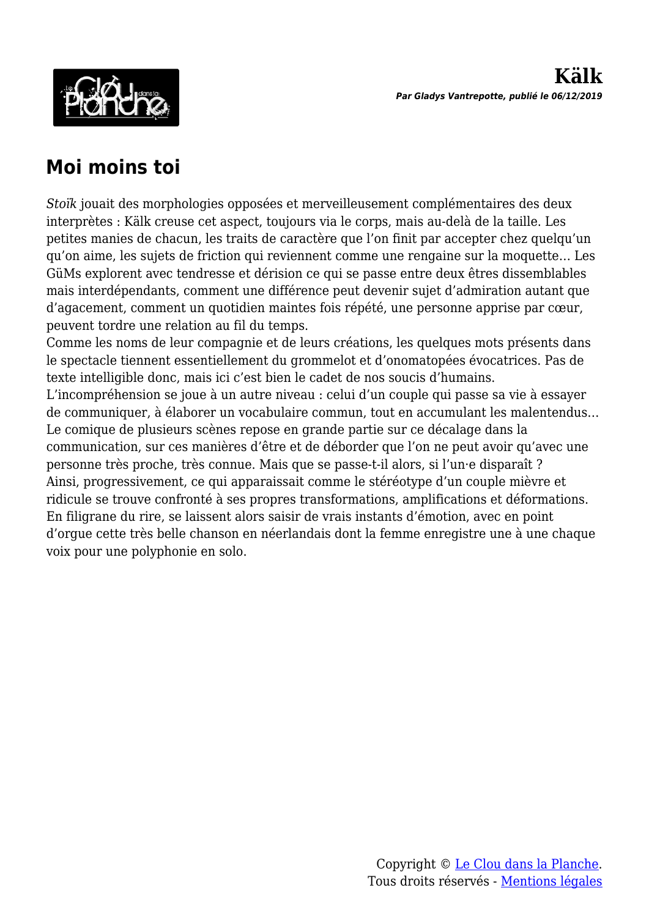## Moi moins toi

*Stoïk* jouait des morphologies opposées et merveilleusement complémentaires des deux interprètes : Kälk creuse cet aspect, toujours via le corps, mais au-delà de la taille. Les petites manies de chacun, les traits de caractère que l'on finit par accepter chez quelqu'un qu'on aime, les sujets de friction qui reviennent comme une rengaine sur la moquette… Les GüMs explorent avec tendresse et dérision ce qui se passe entre deux êtres dissemblables mais interdépendants, comment une différence peut devenir sujet d'admiration autant que d'agacement, comment un quotidien maintes fois répété, une personne apprise par cœur, peuvent tordre une relation au fil du temps.
Comme les noms de leur compagnie et de leurs créations, les quelques mots présents dans le spectacle tiennent essentiellement du grommelot et d'onomatopées évocatrices. Pas de texte intelligible donc, mais ici c'est bien le cadet de nos soucis d'humains.
L'incompréhension se joue à un autre niveau : celui d'un couple qui passe sa vie à essayer de communiquer, à élaborer un vocabulaire commun, tout en accumulant les malentendus… Le comique de plusieurs scènes repose en grande partie sur ce décalage dans la communication, sur ces manières d'être et de déborder que l'on ne peut avoir qu'avec une personne très proche, très connue. Mais que se passe-t-il alors, si l'un·e disparaît ?
Ainsi, progressivement, ce qui apparaissait comme le stéréotype d'un couple mièvre et ridicule se trouve confronté à ses propres transformations, amplifications et déformations. En filigrane du rire, se laissent alors saisir de vrais instants d'émotion, avec en point d'orgue cette très belle chanson en néerlandais dont la femme enregistre une à une chaque voix pour une polyphonie en solo.